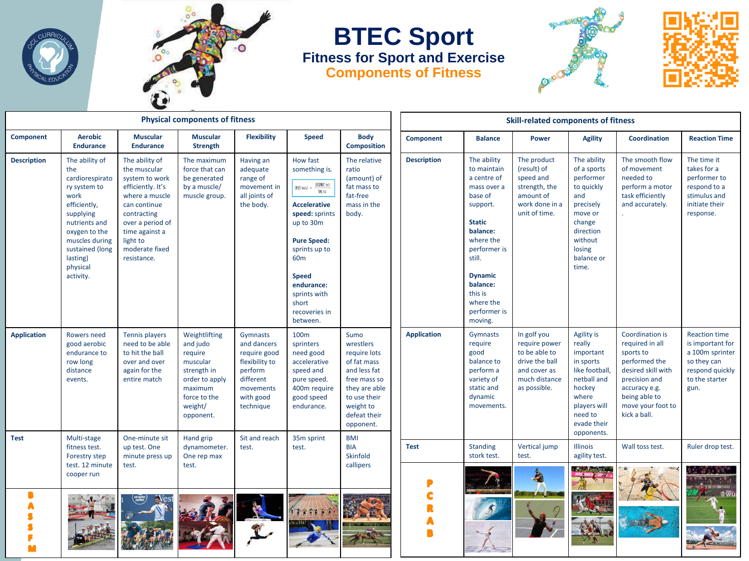# BTEC Sport

## Fitness for Sport and Exercise

## Components of Fitness

| Physical components of fitness | | | | | | |
|---|---|---|---|---|---|---|
| **Component** | **Aerobic Endurance** | **Muscular Endurance** | **Muscular Strength** | **Flexibility** | **Speed** | **Body Composition** |
| **Description** | The ability of the cardiorespiratory system to work efficiently, supplying nutrients and oxygen to the muscles during sustained (long lasting) physical activity. | The ability of the muscular system to work efficiently. It's where a muscle can continue contracting over a period of time against a light to moderate fixed resistance. | The maximum force that can be generated by a muscle/ muscle group. | Having an adequate range of movement in all joints of the body. | How fast something is. $\text{SPEED (m/s)} = \frac{\text{DISTANCE (m)}}{\text{TIME (s)}}$ **Accelerative speed:** sprints up to 30m **Pure Speed:** sprints up to 60m **Speed endurance:** sprints with short recoveries in between. | The relative ratio (amount) of fat mass to fat-free mass in the body. |
| **Application** | Rowers need good aerobic endurance to row long distance events. | Tennis players need to be able to hit the ball over and over again for the entire match | Weightlifting and judo require muscular strength in order to apply maximum force to the weight/ opponent. | Gymnasts and dancers require good flexibility to perform different movements with good technique | 100m sprinters need good accelerative speed and pure speed. 400m require good speed endurance. | Sumo wrestlers require lots of fat mass and less fat free mass so they are able to use their weight to defeat their opponent. |
| **Test** | Multi-stage fitness test. Forestry step test. 12 minute cooper run | One-minute sit up test. One minute press up test. | Hand grip dynamometer. One rep max test. | Sit and reach test. | 35m sprint test. | BMI BIA Skinfold callipers |
| **BASSFM** | | | | | | |

| Skill-related components of fitness | | | | | |
|---|---|---|---|---|---|
| **Component** | **Balance** | **Power** | **Agility** | **Coordination** | **Reaction Time** |
| **Description** | The ability to maintain a centre of mass over a base of support. **Static balance:** where the performer is still. **Dynamic balance:** this is where the performer is moving. | The product (result) of speed and strength, the amount of work done in a unit of time. | The ability of a sports performer to quickly and precisely move or change direction without losing balance or time. | The smooth flow of movement needed to perform a motor task efficiently and accurately. . | The time it takes for a performer to respond to a stimulus and initiate their response. |
| **Application** | Gymnasts require good balance to perform a variety of static and dynamic movements. | In golf you require power to be able to drive the ball and cover as much distance as possible. | Agility is really important in sports like football, netball and hockey where players will need to evade their opponents. | Coordination is required in all sports to performed the desired skill with precision and accuracy e.g. being able to move your foot to kick a ball. | Reaction time is important for a 100m sprinter so they can respond quickly to the starter gun. |
| **Test** | Standing stork test. | Vertical jump test. | Illinois agility test. | Wall toss test. | Ruler drop test. |
| **PCRAB** | | | | | |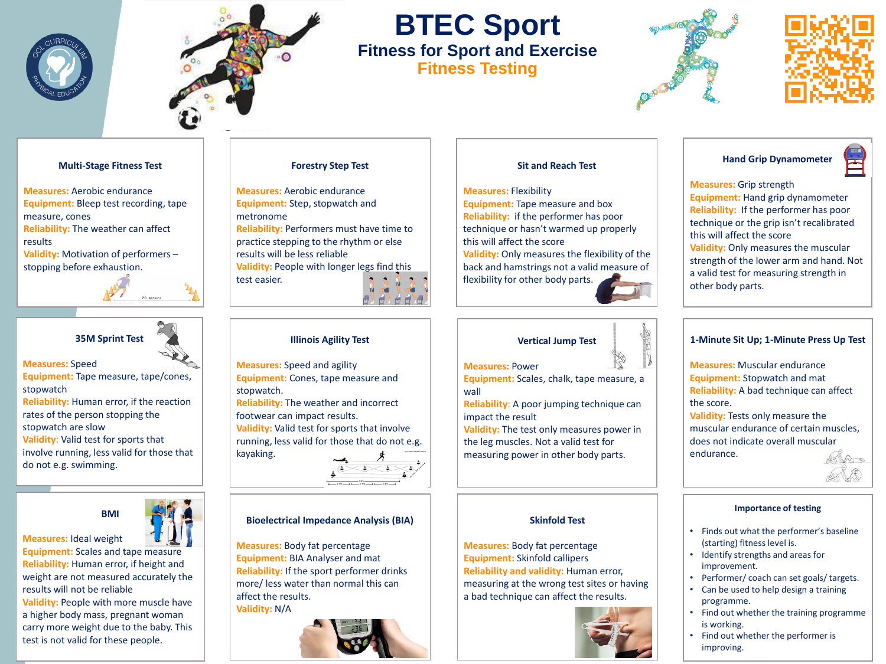# BTEC Sport

## Fitness for Sport and Exercise

## Fitness Testing

### Multi-Stage Fitness Test

**Measures:** Aerobic endurance
**Equipment:** Bleep test recording, tape measure, cones
**Reliability:** The weather can affect results
**Validity:** Motivation of performers – stopping before exhaustion.

### Forestry Step Test

**Measures:** Aerobic endurance
**Equipment:** Step, stopwatch and metronome
**Reliability:** Performers must have time to practice stepping to the rhythm or else results will be less reliable
**Validity:** People with longer legs find this test easier.

### Sit and Reach Test

**Measures:** Flexibility
**Equipment:** Tape measure and box
**Reliability:** if the performer has poor technique or hasn't warmed up properly this will affect the score
**Validity:** Only measures the flexibility of the back and hamstrings not a valid measure of flexibility for other body parts.

### Hand Grip Dynamometer

**Measures:** Grip strength
**Equipment:** Hand grip dynamometer
**Reliability:** If the performer has poor technique or the grip isn't recalibrated this will affect the score
**Validity:** Only measures the muscular strength of the lower arm and hand. Not a valid test for measuring strength in other body parts.

### 35M Sprint Test

**Measures:** Speed
**Equipment:** Tape measure, tape/cones, stopwatch
**Reliability:** Human error, if the reaction rates of the person stopping the stopwatch are slow
**Validity:** Valid test for sports that involve running, less valid for those that do not e.g. swimming.

### Illinois Agility Test

**Measures:** Speed and agility
**Equipment:** Cones, tape measure and stopwatch.
**Reliability:** The weather and incorrect footwear can impact results.
**Validity:** Valid test for sports that involve running, less valid for those that do not e.g. kayaking.

### Vertical Jump Test

**Measures:** Power
**Equipment:** Scales, chalk, tape measure, a wall
**Reliability:** A poor jumping technique can impact the result
**Validity:** The test only measures power in the leg muscles. Not a valid test for measuring power in other body parts.

### 1-Minute Sit Up; 1-Minute Press Up Test

**Measures:** Muscular endurance
**Equipment:** Stopwatch and mat
**Reliability:** A bad technique can affect the score.
**Validity:** Tests only measure the muscular endurance of certain muscles, does not indicate overall muscular endurance.

### BMI

**Measures:** Ideal weight
**Equipment:** Scales and tape measure
**Reliability:** Human error, if height and weight are not measured accurately the results will not be reliable
**Validity:** People with more muscle have a higher body mass, pregnant woman carry more weight due to the baby. This test is not valid for these people.

### Bioelectrical Impedance Analysis (BIA)

**Measures:** Body fat percentage
**Equipment:** BIA Analyser and mat
**Reliability:** If the sport performer drinks more/ less water than normal this can affect the results.
**Validity:** N/A

### Skinfold Test

**Measures:** Body fat percentage
**Equipment:** Skinfold callipers
**Reliability and validity:** Human error, measuring at the wrong test sites or having a bad technique can affect the results.

### Importance of testing

- Finds out what the performer's baseline (starting) fitness level is.
- Identify strengths and areas for improvement.
- Performer/ coach can set goals/ targets.
- Can be used to help design a training programme.
- Find out whether the training programme is working.
- Find out whether the performer is improving.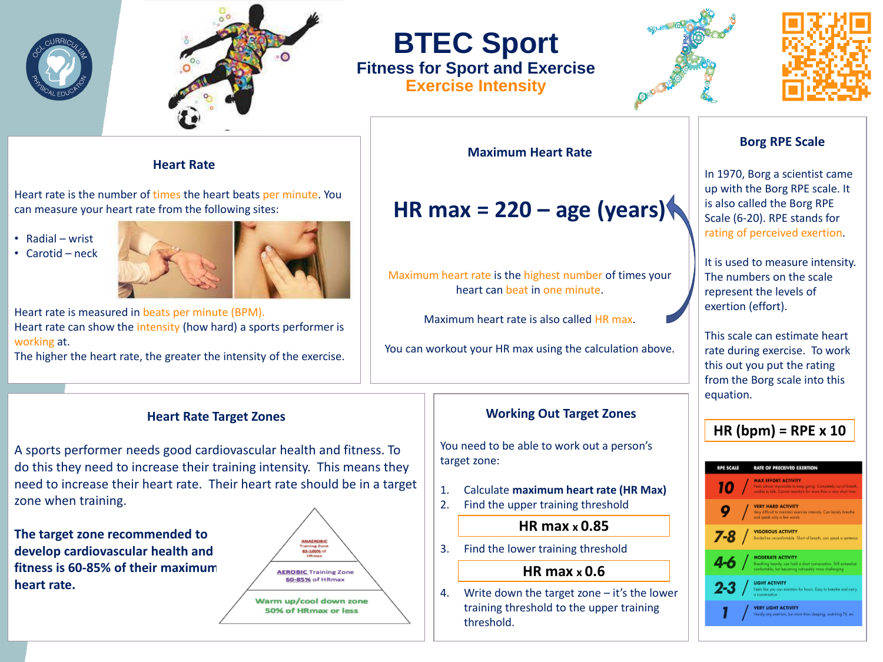# BTEC Sport

## Fitness for Sport and Exercise

## Exercise Intensity

### Heart Rate

Heart rate is the number of times the heart beats per minute. You can measure your heart rate from the following sites:

- Radial – wrist
- Carotid – neck

Heart rate is measured in beats per minute (BPM).
Heart rate can show the intensity (how hard) a sports performer is working at.
The higher the heart rate, the greater the intensity of the exercise.

### Maximum Heart Rate

**HR max = 220 – age (years)**

Maximum heart rate is the highest number of times your heart can beat in one minute.

Maximum heart rate is also called HR max.

You can workout your HR max using the calculation above.

### Borg RPE Scale

In 1970, Borg a scientist came up with the Borg RPE scale. It is also called the Borg RPE Scale (6-20). RPE stands for rating of perceived exertion.

It is used to measure intensity. The numbers on the scale represent the levels of exertion (effort).

This scale can estimate heart rate during exercise. To work this out you put the rating from the Borg scale into this equation.

**HR (bpm) = RPE x 10**

| RPE SCALE | RATE OF PRECEIVED EXERTION |
|---|---|
| 10 | MAX EFFORT ACTIVITY – Feels almost impossible to keep going. Completely out of breath, unable to talk. Cannot maintain for more than a very short time. |
| 9 | VERY HARD ACTIVITY – Very difficult to maintain exercise intensity. Can barely breathe and speak only a few words |
| 7-8 | VIGOROUS ACTIVITY – Borderline uncomfortable. Short of breath, can speak a sentence |
| 4-6 | MODERATE ACTIVITY – Breathing heavily, can hold a short conversation. Still somewhat comfortable, but becoming noticeably more challenging |
| 2-3 | LIGHT ACTIVITY – Feels like you can maintain for hours. Easy to breathe and carry a conversation |
| 1 | VERY LIGHT ACTIVITY – Hardly any exertion, but more than sleeping, watching TV, etc |

### Heart Rate Target Zones

A sports performer needs good cardiovascular health and fitness. To do this they need to increase their training intensity. This means they need to increase their heart rate. Their heart rate should be in a target zone when training.

**The target zone recommended to develop cardiovascular health and fitness is 60-85% of their maximum heart rate.**

- ANAEROBIC Training Zone 85-100% of HRmax
- AEROBIC Training Zone 60-85% of HRmax
- Warm up/cool down zone 50% of HRmax or less

### Working Out Target Zones

You need to be able to work out a person's target zone:

1. Calculate **maximum heart rate (HR Max)**
2. Find the upper training threshold

   **HR max x 0.85**

3. Find the lower training threshold

   **HR max x 0.6**

4. Write down the target zone – it's the lower training threshold to the upper training threshold.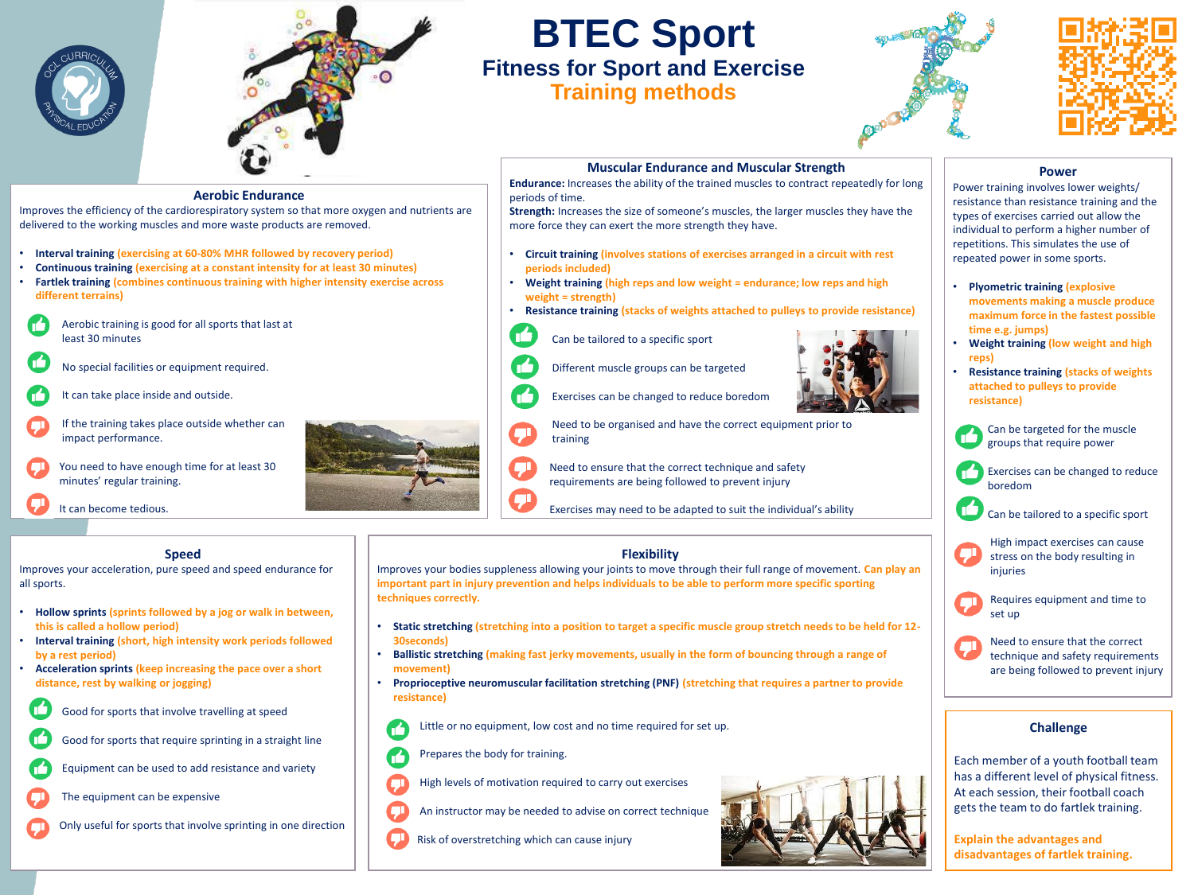# BTEC Sport

## Fitness for Sport and Exercise

## Training methods

### Aerobic Endurance

Improves the efficiency of the cardiorespiratory system so that more oxygen and nutrients are delivered to the working muscles and more waste products are removed.

- **Interval training** (exercising at 60-80% MHR followed by recovery period)
- **Continuous training** (exercising at a constant intensity for at least 30 minutes)
- **Fartlek training** (combines continuous training with higher intensity exercise across different terrains)

Advantages:
- Aerobic training is good for all sports that last at least 30 minutes
- No special facilities or equipment required.
- It can take place inside and outside.

Disadvantages:
- If the training takes place outside whether can impact performance.
- You need to have enough time for at least 30 minutes' regular training.
- It can become tedious.

### Muscular Endurance and Muscular Strength

**Endurance:** Increases the ability of the trained muscles to contract repeatedly for long periods of time.
**Strength:** Increases the size of someone's muscles, the larger muscles they have the more force they can exert the more strength they have.

- **Circuit training** (involves stations of exercises arranged in a circuit with rest periods included)
- **Weight training** (high reps and low weight = endurance; low reps and high weight = strength)
- **Resistance training** (stacks of weights attached to pulleys to provide resistance)

Advantages:
- Can be tailored to a specific sport
- Different muscle groups can be targeted
- Exercises can be changed to reduce boredom

Disadvantages:
- Need to be organised and have the correct equipment prior to training
- Need to ensure that the correct technique and safety requirements are being followed to prevent injury
- Exercises may need to be adapted to suit the individual's ability

### Power

Power training involves lower weights/ resistance than resistance training and the types of exercises carried out allow the individual to perform a higher number of repetitions. This simulates the use of repeated power in some sports.

- **Plyometric training** (explosive movements making a muscle produce maximum force in the fastest possible time e.g. jumps)
- **Weight training** (low weight and high reps)
- **Resistance training** (stacks of weights attached to pulleys to provide resistance)

Advantages:
- Can be targeted for the muscle groups that require power
- Exercises can be changed to reduce boredom
- Can be tailored to a specific sport

Disadvantages:
- High impact exercises can cause stress on the body resulting in injuries
- Requires equipment and time to set up
- Need to ensure that the correct technique and safety requirements are being followed to prevent injury

### Speed

Improves your acceleration, pure speed and speed endurance for all sports.

- **Hollow sprints** (sprints followed by a jog or walk in between, this is called a hollow period)
- **Interval training** (short, high intensity work periods followed by a rest period)
- **Acceleration sprints** (keep increasing the pace over a short distance, rest by walking or jogging)

Advantages:
- Good for sports that involve travelling at speed
- Good for sports that require sprinting in a straight line
- Equipment can be used to add resistance and variety

Disadvantages:
- The equipment can be expensive
- Only useful for sports that involve sprinting in one direction

### Flexibility

Improves your bodies suppleness allowing your joints to move through their full range of movement. **Can play an important part in injury prevention and helps individuals to be able to perform more specific sporting techniques correctly.**

- **Static stretching** (stretching into a position to target a specific muscle group stretch needs to be held for 12-30seconds)
- **Ballistic stretching** (making fast jerky movements, usually in the form of bouncing through a range of movement)
- **Proprioceptive neuromuscular facilitation stretching (PNF)** (stretching that requires a partner to provide resistance)

Advantages:
- Little or no equipment, low cost and no time required for set up.
- Prepares the body for training.

Disadvantages:
- High levels of motivation required to carry out exercises
- An instructor may be needed to advise on correct technique
- Risk of overstretching which can cause injury

### Challenge

Each member of a youth football team has a different level of physical fitness. At each session, their football coach gets the team to do fartlek training.

**Explain the advantages and disadvantages of fartlek training.**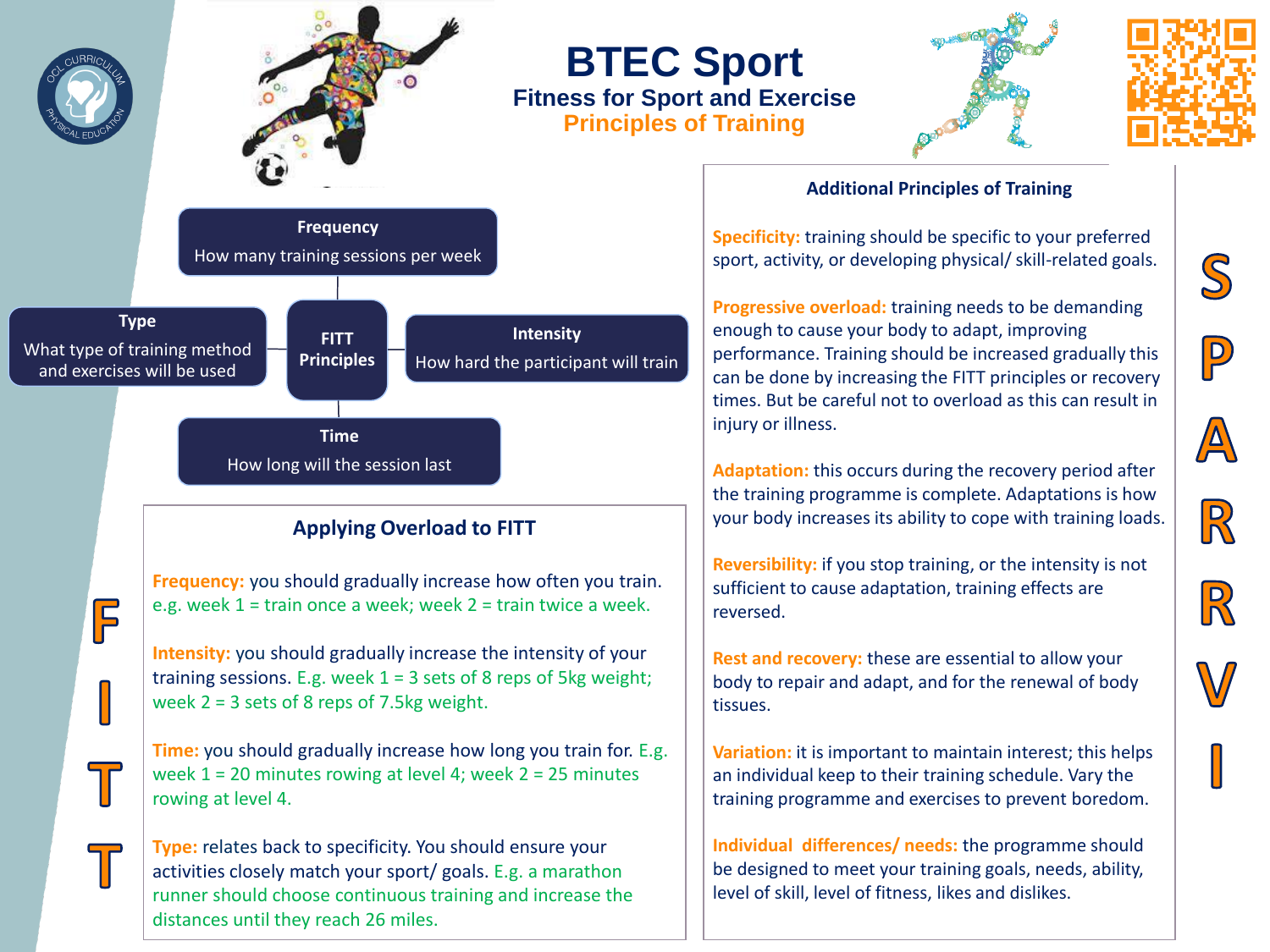# BTEC Sport

## Fitness for Sport and Exercise

### Principles of Training

**FITT Principles**

**Frequency**
How many training sessions per week

**Type**
What type of training method and exercises will be used

**Intensity**
How hard the participant will train

**Time**
How long will the session last

### Applying Overload to FITT

**Frequency:** you should gradually increase how often you train. e.g. week 1 = train once a week; week 2 = train twice a week.

**Intensity:** you should gradually increase the intensity of your training sessions. E.g. week 1 = 3 sets of 8 reps of 5kg weight; week 2 = 3 sets of 8 reps of 7.5kg weight.

**Time:** you should gradually increase how long you train for. E.g. week 1 = 20 minutes rowing at level 4; week 2 = 25 minutes rowing at level 4.

**Type:** relates back to specificity. You should ensure your activities closely match your sport/ goals. E.g. a marathon runner should choose continuous training and increase the distances until they reach 26 miles.

F I T T

### Additional Principles of Training

**Specificity:** training should be specific to your preferred sport, activity, or developing physical/ skill-related goals.

**Progressive overload:** training needs to be demanding enough to cause your body to adapt, improving performance. Training should be increased gradually this can be done by increasing the FITT principles or recovery times. But be careful not to overload as this can result in injury or illness.

**Adaptation:** this occurs during the recovery period after the training programme is complete. Adaptations is how your body increases its ability to cope with training loads.

**Reversibility:** if you stop training, or the intensity is not sufficient to cause adaptation, training effects are reversed.

**Rest and recovery:** these are essential to allow your body to repair and adapt, and for the renewal of body tissues.

**Variation:** it is important to maintain interest; this helps an individual keep to their training schedule. Vary the training programme and exercises to prevent boredom.

**Individual differences/ needs:** the programme should be designed to meet your training goals, needs, ability, level of skill, level of fitness, likes and dislikes.

S P A R R V I